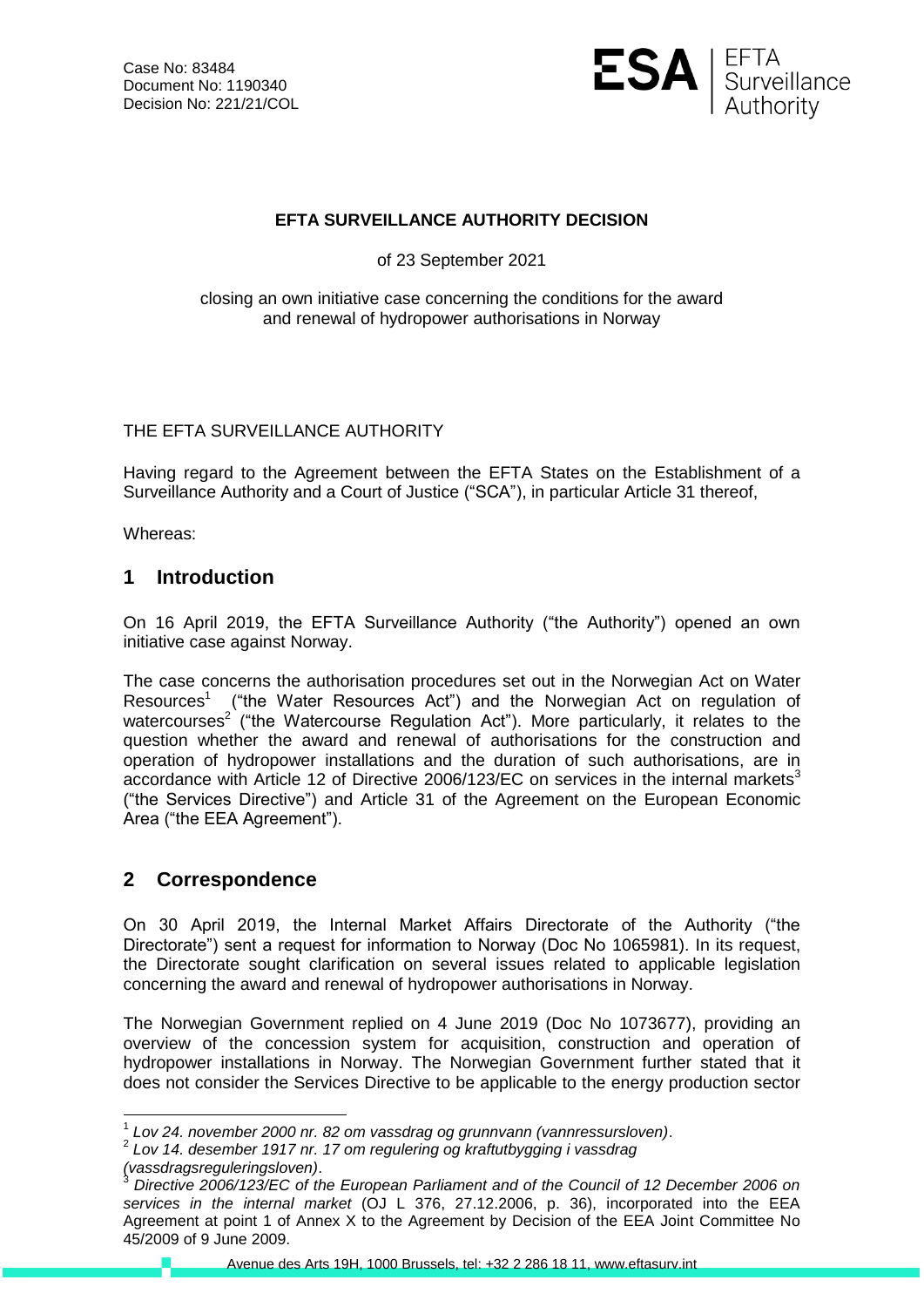Case No: 83484
Document No: 1190340
Decision No: 221/21/COL

**EFTA SURVEILLANCE AUTHORITY DECISION**

of 23 September 2021

closing an own initiative case concerning the conditions for the award and renewal of hydropower authorisations in Norway

THE EFTA SURVEILLANCE AUTHORITY

Having regard to the Agreement between the EFTA States on the Establishment of a Surveillance Authority and a Court of Justice ("SCA"), in particular Article 31 thereof,

Whereas:

## 1 Introduction

On 16 April 2019, the EFTA Surveillance Authority ("the Authority") opened an own initiative case against Norway.

The case concerns the authorisation procedures set out in the Norwegian Act on Water Resources[1] ("the Water Resources Act") and the Norwegian Act on regulation of watercourses[2] ("the Watercourse Regulation Act"). More particularly, it relates to the question whether the award and renewal of authorisations for the construction and operation of hydropower installations and the duration of such authorisations, are in accordance with Article 12 of Directive 2006/123/EC on services in the internal markets[3] ("the Services Directive") and Article 31 of the Agreement on the European Economic Area ("the EEA Agreement").

## 2 Correspondence

On 30 April 2019, the Internal Market Affairs Directorate of the Authority ("the Directorate") sent a request for information to Norway (Doc No 1065981). In its request, the Directorate sought clarification on several issues related to applicable legislation concerning the award and renewal of hydropower authorisations in Norway.

The Norwegian Government replied on 4 June 2019 (Doc No 1073677), providing an overview of the concession system for acquisition, construction and operation of hydropower installations in Norway. The Norwegian Government further stated that it does not consider the Services Directive to be applicable to the energy production sector

[1] *Lov 24. november 2000 nr. 82 om vassdrag og grunnvann (vannressursloven)*.

[2] *Lov 14. desember 1917 nr. 17 om regulering og kraftutbygging i vassdrag (vassdragsreguleringsloven)*.

[3] *Directive 2006/123/EC of the European Parliament and of the Council of 12 December 2006 on services in the internal market* (OJ L 376, 27.12.2006, p. 36), incorporated into the EEA Agreement at point 1 of Annex X to the Agreement by Decision of the EEA Joint Committee No 45/2009 of 9 June 2009.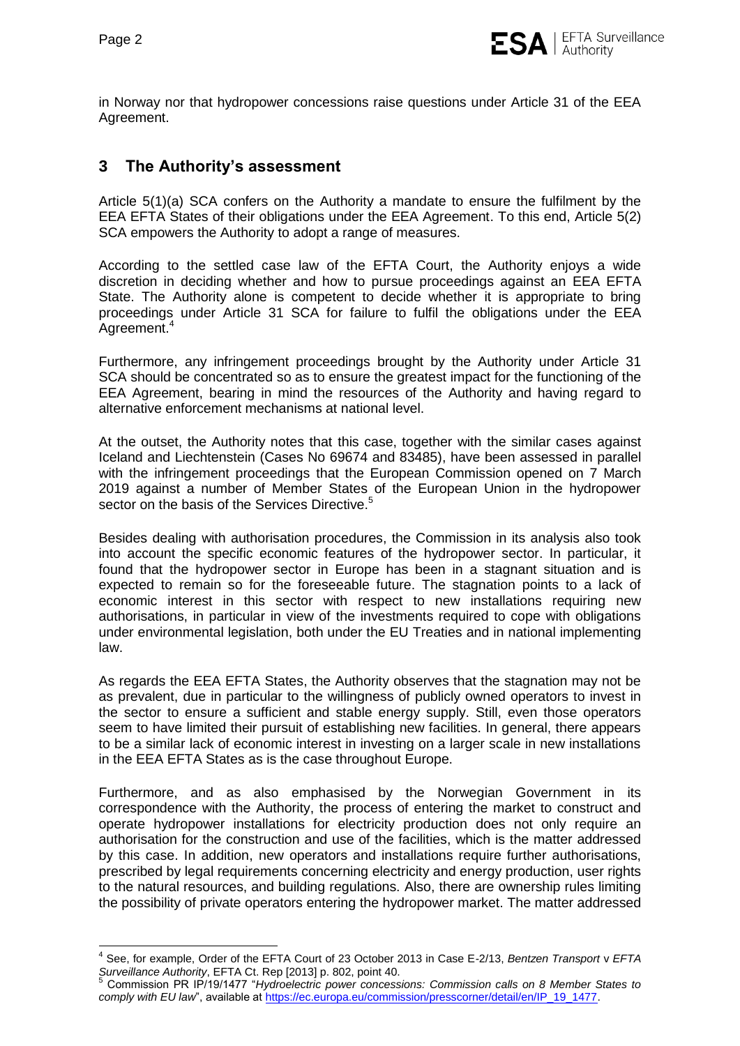in Norway nor that hydropower concessions raise questions under Article 31 of the EEA Agreement.

## 3 The Authority's assessment

Article 5(1)(a) SCA confers on the Authority a mandate to ensure the fulfilment by the EEA EFTA States of their obligations under the EEA Agreement. To this end, Article 5(2) SCA empowers the Authority to adopt a range of measures.

According to the settled case law of the EFTA Court, the Authority enjoys a wide discretion in deciding whether and how to pursue proceedings against an EEA EFTA State. The Authority alone is competent to decide whether it is appropriate to bring proceedings under Article 31 SCA for failure to fulfil the obligations under the EEA Agreement.[4]

Furthermore, any infringement proceedings brought by the Authority under Article 31 SCA should be concentrated so as to ensure the greatest impact for the functioning of the EEA Agreement, bearing in mind the resources of the Authority and having regard to alternative enforcement mechanisms at national level.

At the outset, the Authority notes that this case, together with the similar cases against Iceland and Liechtenstein (Cases No 69674 and 83485), have been assessed in parallel with the infringement proceedings that the European Commission opened on 7 March 2019 against a number of Member States of the European Union in the hydropower sector on the basis of the Services Directive.[5]

Besides dealing with authorisation procedures, the Commission in its analysis also took into account the specific economic features of the hydropower sector. In particular, it found that the hydropower sector in Europe has been in a stagnant situation and is expected to remain so for the foreseeable future. The stagnation points to a lack of economic interest in this sector with respect to new installations requiring new authorisations, in particular in view of the investments required to cope with obligations under environmental legislation, both under the EU Treaties and in national implementing law.

As regards the EEA EFTA States, the Authority observes that the stagnation may not be as prevalent, due in particular to the willingness of publicly owned operators to invest in the sector to ensure a sufficient and stable energy supply. Still, even those operators seem to have limited their pursuit of establishing new facilities. In general, there appears to be a similar lack of economic interest in investing on a larger scale in new installations in the EEA EFTA States as is the case throughout Europe.

Furthermore, and as also emphasised by the Norwegian Government in its correspondence with the Authority, the process of entering the market to construct and operate hydropower installations for electricity production does not only require an authorisation for the construction and use of the facilities, which is the matter addressed by this case. In addition, new operators and installations require further authorisations, prescribed by legal requirements concerning electricity and energy production, user rights to the natural resources, and building regulations. Also, there are ownership rules limiting the possibility of private operators entering the hydropower market. The matter addressed

---

[4] See, for example, Order of the EFTA Court of 23 October 2013 in Case E-2/13, *Bentzen Transport* v *EFTA Surveillance Authority*, EFTA Ct. Rep [2013] p. 802, point 40.

[5] Commission PR IP/19/1477 "*Hydroelectric power concessions: Commission calls on 8 Member States to comply with EU law*", available at https://ec.europa.eu/commission/presscorner/detail/en/IP_19_1477.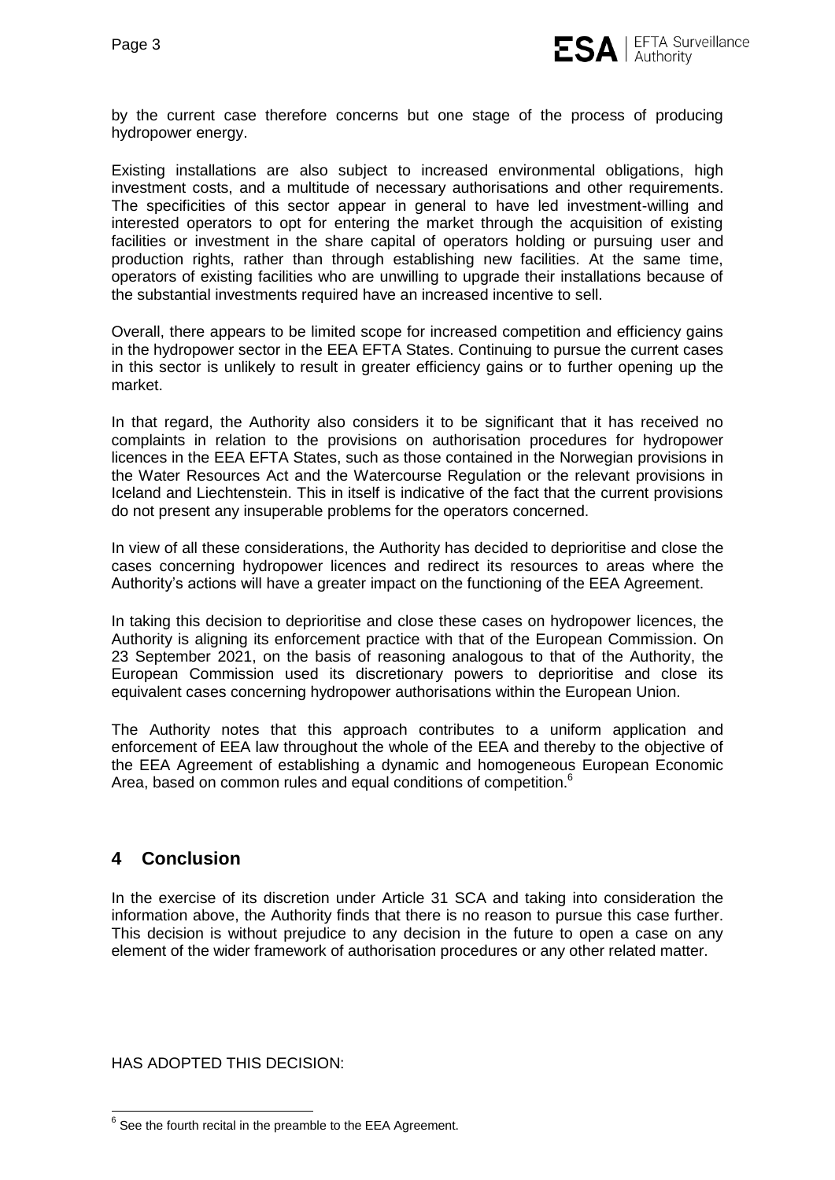by the current case therefore concerns but one stage of the process of producing hydropower energy.

Existing installations are also subject to increased environmental obligations, high investment costs, and a multitude of necessary authorisations and other requirements. The specificities of this sector appear in general to have led investment-willing and interested operators to opt for entering the market through the acquisition of existing facilities or investment in the share capital of operators holding or pursuing user and production rights, rather than through establishing new facilities. At the same time, operators of existing facilities who are unwilling to upgrade their installations because of the substantial investments required have an increased incentive to sell.

Overall, there appears to be limited scope for increased competition and efficiency gains in the hydropower sector in the EEA EFTA States. Continuing to pursue the current cases in this sector is unlikely to result in greater efficiency gains or to further opening up the market.

In that regard, the Authority also considers it to be significant that it has received no complaints in relation to the provisions on authorisation procedures for hydropower licences in the EEA EFTA States, such as those contained in the Norwegian provisions in the Water Resources Act and the Watercourse Regulation or the relevant provisions in Iceland and Liechtenstein. This in itself is indicative of the fact that the current provisions do not present any insuperable problems for the operators concerned.

In view of all these considerations, the Authority has decided to deprioritise and close the cases concerning hydropower licences and redirect its resources to areas where the Authority's actions will have a greater impact on the functioning of the EEA Agreement.

In taking this decision to deprioritise and close these cases on hydropower licences, the Authority is aligning its enforcement practice with that of the European Commission. On 23 September 2021, on the basis of reasoning analogous to that of the Authority, the European Commission used its discretionary powers to deprioritise and close its equivalent cases concerning hydropower authorisations within the European Union.

The Authority notes that this approach contributes to a uniform application and enforcement of EEA law throughout the whole of the EEA and thereby to the objective of the EEA Agreement of establishing a dynamic and homogeneous European Economic Area, based on common rules and equal conditions of competition.[6]

## 4 Conclusion

In the exercise of its discretion under Article 31 SCA and taking into consideration the information above, the Authority finds that there is no reason to pursue this case further. This decision is without prejudice to any decision in the future to open a case on any element of the wider framework of authorisation procedures or any other related matter.

HAS ADOPTED THIS DECISION:

[6] See the fourth recital in the preamble to the EEA Agreement.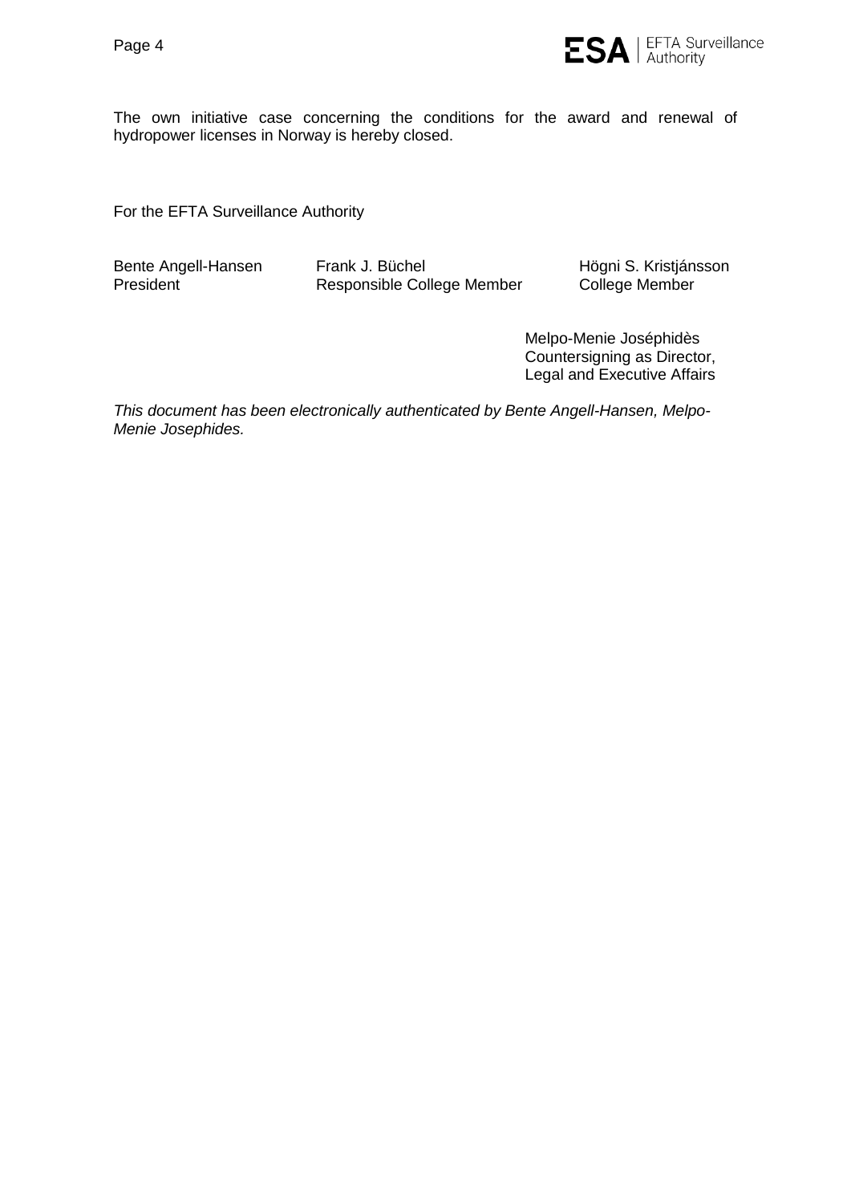The own initiative case concerning the conditions for the award and renewal of hydropower licenses in Norway is hereby closed.

For the EFTA Surveillance Authority

| | | |
|---|---|---|
| Bente Angell-Hansen<br>President | Frank J. Büchel<br>Responsible College Member | Högni S. Kristjánsson<br>College Member |
| | | Melpo-Menie Joséphidès<br>Countersigning as Director,<br>Legal and Executive Affairs |

*This document has been electronically authenticated by Bente Angell-Hansen, Melpo-Menie Josephides.*